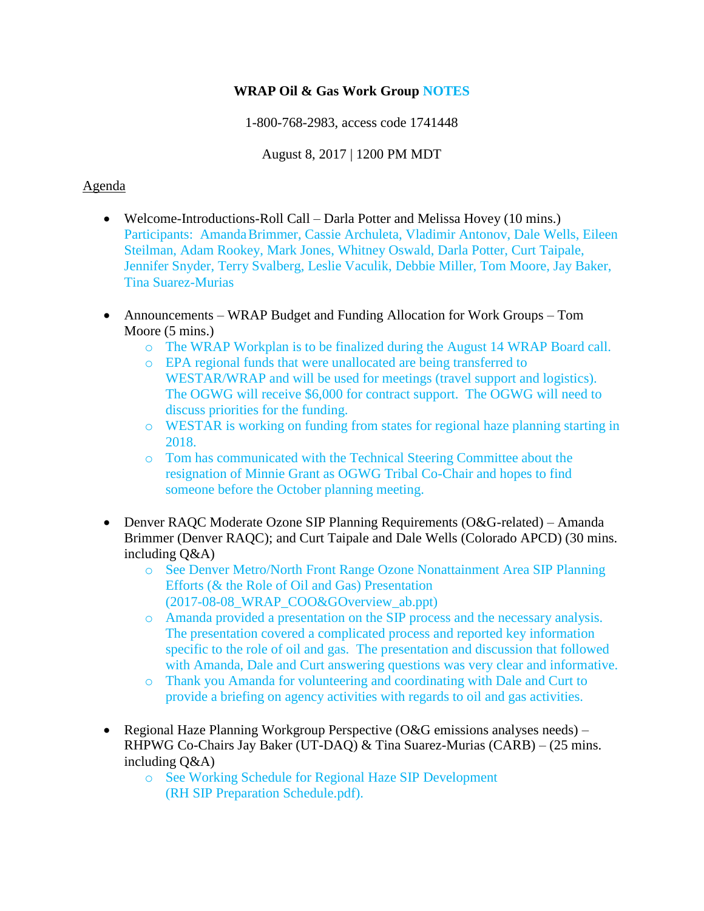# WRAP Oil & Gas Work Group NOTES

1-800-768-2983, access code 1741448

August 8, 2017 | 1200 PM MDT

Agenda

- Welcome-Introductions-Roll Call – Darla Potter and Melissa Hovey (10 mins.)
  Participants: Amanda Brimmer, Cassie Archuleta, Vladimir Antonov, Dale Wells, Eileen Steilman, Adam Rookey, Mark Jones, Whitney Oswald, Darla Potter, Curt Taipale, Jennifer Snyder, Terry Svalberg, Leslie Vaculik, Debbie Miller, Tom Moore, Jay Baker, Tina Suarez-Murias

- Announcements – WRAP Budget and Funding Allocation for Work Groups – Tom Moore (5 mins.)
  - The WRAP Workplan is to be finalized during the August 14 WRAP Board call.
  - EPA regional funds that were unallocated are being transferred to WESTAR/WRAP and will be used for meetings (travel support and logistics). The OGWG will receive $6,000 for contract support. The OGWG will need to discuss priorities for the funding.
  - WESTAR is working on funding from states for regional haze planning starting in 2018.
  - Tom has communicated with the Technical Steering Committee about the resignation of Minnie Grant as OGWG Tribal Co-Chair and hopes to find someone before the October planning meeting.

- Denver RAQC Moderate Ozone SIP Planning Requirements (O&G-related) – Amanda Brimmer (Denver RAQC); and Curt Taipale and Dale Wells (Colorado APCD) (30 mins. including Q&A)
  - See Denver Metro/North Front Range Ozone Nonattainment Area SIP Planning Efforts (& the Role of Oil and Gas) Presentation (2017-08-08_WRAP_COO&GOverview_ab.ppt)
  - Amanda provided a presentation on the SIP process and the necessary analysis. The presentation covered a complicated process and reported key information specific to the role of oil and gas. The presentation and discussion that followed with Amanda, Dale and Curt answering questions was very clear and informative.
  - Thank you Amanda for volunteering and coordinating with Dale and Curt to provide a briefing on agency activities with regards to oil and gas activities.

- Regional Haze Planning Workgroup Perspective (O&G emissions analyses needs) – RHPWG Co-Chairs Jay Baker (UT-DAQ) & Tina Suarez-Murias (CARB) – (25 mins. including Q&A)
  - See Working Schedule for Regional Haze SIP Development (RH SIP Preparation Schedule.pdf).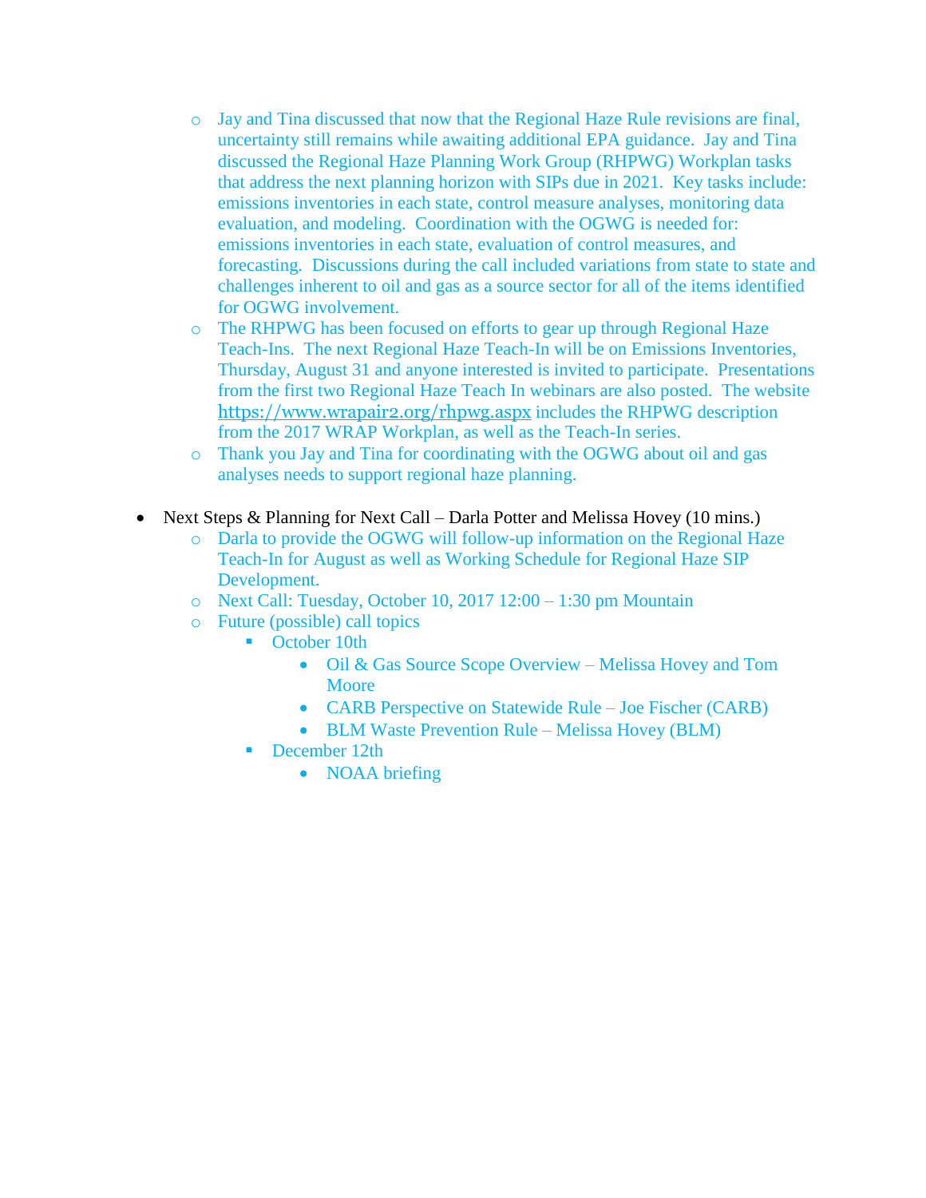- Jay and Tina discussed that now that the Regional Haze Rule revisions are final, uncertainty still remains while awaiting additional EPA guidance. Jay and Tina discussed the Regional Haze Planning Work Group (RHPWG) Workplan tasks that address the next planning horizon with SIPs due in 2021. Key tasks include: emissions inventories in each state, control measure analyses, monitoring data evaluation, and modeling. Coordination with the OGWG is needed for: emissions inventories in each state, evaluation of control measures, and forecasting. Discussions during the call included variations from state to state and challenges inherent to oil and gas as a source sector for all of the items identified for OGWG involvement.
    - The RHPWG has been focused on efforts to gear up through Regional Haze Teach-Ins. The next Regional Haze Teach-In will be on Emissions Inventories, Thursday, August 31 and anyone interested is invited to participate. Presentations from the first two Regional Haze Teach In webinars are also posted. The website https://www.wrapair2.org/rhpwg.aspx includes the RHPWG description from the 2017 WRAP Workplan, as well as the Teach-In series.
    - Thank you Jay and Tina for coordinating with the OGWG about oil and gas analyses needs to support regional haze planning.

- Next Steps & Planning for Next Call – Darla Potter and Melissa Hovey (10 mins.)
    - Darla to provide the OGWG will follow-up information on the Regional Haze Teach-In for August as well as Working Schedule for Regional Haze SIP Development.
    - Next Call: Tuesday, October 10, 2017 12:00 – 1:30 pm Mountain
    - Future (possible) call topics
        - October 10th
            - Oil & Gas Source Scope Overview – Melissa Hovey and Tom Moore
            - CARB Perspective on Statewide Rule – Joe Fischer (CARB)
            - BLM Waste Prevention Rule – Melissa Hovey (BLM)
        - December 12th
            - NOAA briefing